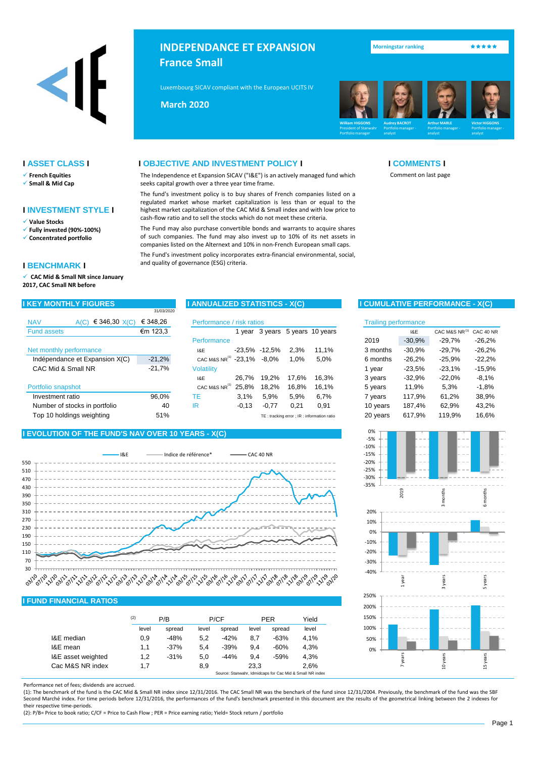# INDEPENDANCE ET EXPANSION

## France Small

Luxembourg SICAV compliant with the European UCITS IV

**March 2020**

Morningstar ranking ★★★★★

William HIGGONS – President of Stanwahr, Portfolio manager
Audrey BACROT – Portfolio manager - analyst
Arthur MARLE – Portfolio manager - analyst
Victor HIGGONS – Portfolio manager - analyst

## ASSET CLASS

- **French Equities**
- **Small & Mid Cap**

## INVESTMENT STYLE

- **Value Stocks**
- **Fully invested (90%-100%)**
- **Concentrated portfolio**

## BENCHMARK

- **CAC Mid & Small NR since January 2017, CAC Small NR before**

## OBJECTIVE AND INVESTMENT POLICY

The Independence et Expansion SICAV ("I&E") is an actively managed fund which seeks capital growth over a three year time frame.

The fund's investment policy is to buy shares of French companies listed on a regulated market whose market capitalization is less than or equal to the highest market capitalization of the CAC Mid & Small index and with low price to cash-flow ratio and to sell the stocks which do not meet these criteria.

The Fund may also purchase convertible bonds and warrants to acquire shares of such companies. The fund may also invest up to 10% of its net assets in companies listed on the Alternext and up to 10% in non-French European small caps.

The Fund's investment policy incorporates extra-financial environmental, social, and quality of governance (ESG) criteria.

## COMMENTS

Comment on last page

## KEY MONTHLY FIGURES

31/03/2020

| NAV | A(C) € 346,30 X(C) | € 348,26 |
|---|---|---|
| Fund assets | | €m 123,3 |
| **Net monthly performance** | | |
| Indépendance et Expansion X(C) | | -21,2% |
| CAC Mid & Small NR | | -21,7% |
| **Portfolio snapshot** | | |
| Investment ratio | | 96,0% |
| Number of stocks in portfolio | | 40 |
| Top 10 holdings weighting | | 51% |

## ANNUALIZED STATISTICS - X(C)

| Performance / risk ratios | 1 year | 3 years | 5 years | 10 years |
|---|---|---|---|---|
| **Performance** | | | | |
| I&E | -23,5% | -12,5% | 2,3% | 11,1% |
| CAC M&S NR[1] | -23,1% | -8,0% | 1,0% | 5,0% |
| **Volatility** | | | | |
| I&E | 26,7% | 19,2% | 17,6% | 16,3% |
| CAC M&S NR[1] | 25,8% | 18,2% | 16,8% | 16,1% |
| TE | 3,1% | 5,9% | 5,9% | 6,7% |
| IR | -0,13 | -0,77 | 0,21 | 0,91 |

TE : tracking error ; IR : information ratio

## CUMULATIVE PERFORMANCE - X(C)

| Trailing performance | I&E | CAC M&S NR[1] | CAC 40 NR |
|---|---|---|---|
| 2019 | -30,9% | -29,7% | -26,2% |
| 3 months | -30,9% | -29,7% | -26,2% |
| 6 months | -26,2% | -25,9% | -22,2% |
| 1 year | -23,5% | -23,1% | -15,9% |
| 3 years | -32,9% | -22,0% | -8,1% |
| 5 years | 11,9% | 5,3% | -1,8% |
| 7 years | 117,9% | 61,2% | 38,9% |
| 10 years | 187,4% | 62,9% | 43,2% |
| 20 years | 617,9% | 119,9% | 16,6% |

## EVOLUTION OF THE FUND'S NAV OVER 10 YEARS - X(C)

I&E — Indice de référence* — CAC 40 NR

## FUND FINANCIAL RATIOS

| (2) | P/B | | P/CF | | PER | | Yield |
|---|---|---|---|---|---|---|---|
| | level | spread | level | spread | level | spread | level |
| I&E median | 0,9 | -48% | 5,2 | -42% | 8,7 | -63% | 4,1% |
| I&E mean | 1,1 | -37% | 5,4 | -39% | 9,4 | -60% | 4,3% |
| I&E asset weighted | 1,2 | -31% | 5,0 | -44% | 9,4 | -59% | 4,3% |
| Cac M&S NR index | 1,7 | | 8,9 | | 23,3 | | 2,6% |

Source: Stanwahr, Idmidcaps for Cac Mid & Small NR index

Performance net of fees; dividends are accrued.

(1): The benchmark of the fund is the CAC Mid & Small NR index since 12/31/2016. The CAC Small NR was the benchark of the fund since 12/31/2004. Previously, the benchmark of the fund was the SBF Second Marché index. For time periods before 12/31/2016, the performances of the fund's benchmark presented in this document are the results of the geometrical linking between the 2 indexes for their respective time-periods.

(2): P/B= Price to book ratio; C/CF = Price to Cash Flow ; PER = Price earning ratio; Yield= Stock return / portfolio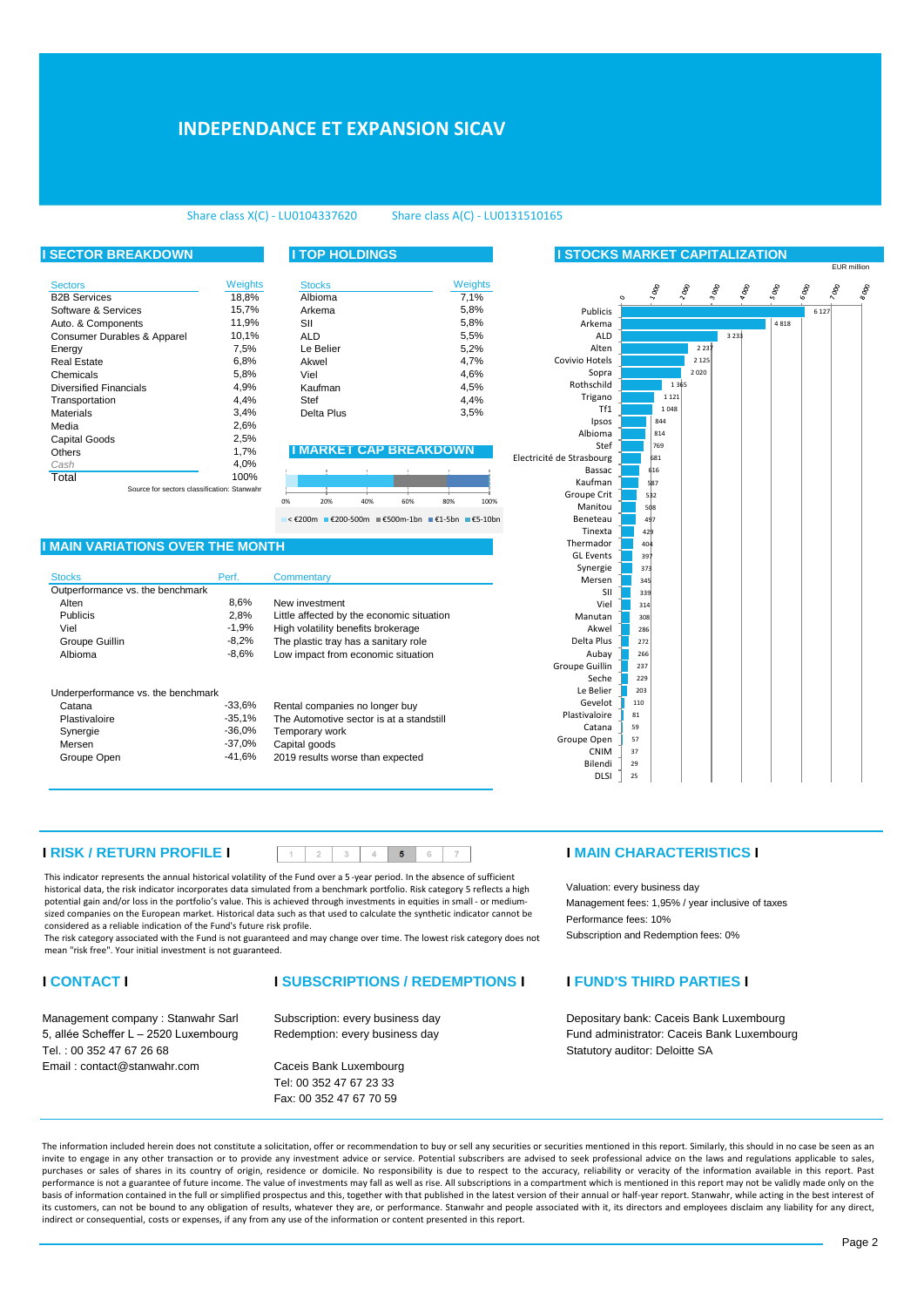# INDEPENDANCE ET EXPANSION SICAV

Share class X(C) - LU0104337620    Share class A(C) - LU0131510165

## SECTOR BREAKDOWN

| Sectors | Weights |
|---|---|
| B2B Services | 18,8% |
| Software & Services | 15,7% |
| Auto. & Components | 11,9% |
| Consumer Durables & Apparel | 10,1% |
| Energy | 7,5% |
| Real Estate | 6,8% |
| Chemicals | 5,8% |
| Diversified Financials | 4,9% |
| Transportation | 4,4% |
| Materials | 3,4% |
| Media | 2,6% |
| Capital Goods | 2,5% |
| Others | 1,7% |
| Cash | 4,0% |
| Total | 100% |

Source for sectors classification: Stanwahr

## TOP HOLDINGS

| Stocks | Weights |
|---|---|
| Albioma | 7,1% |
| Arkema | 5,8% |
| SII | 5,8% |
| ALD | 5,5% |
| Le Belier | 5,2% |
| Akwel | 4,7% |
| Viel | 4,6% |
| Kaufman | 4,5% |
| Stef | 4,4% |
| Delta Plus | 3,5% |

## MARKET CAP BREAKDOWN

< €200m | €200-500m | €500m-1bn | €1-5bn | €5-10bn

## STOCKS MARKET CAPITALIZATION

EUR million

| Stock | Market cap |
|---|---|
| Publicis | 6 127 |
| Arkema | 4 818 |
| ALD | 3 233 |
| Alten | 2 237 |
| Covivio Hotels | 2 125 |
| Sopra | 2 020 |
| Rothschild | 1 365 |
| Trigano | 1 121 |
| Tf1 | 1 048 |
| Ipsos | 844 |
| Albioma | 814 |
| Stef | 769 |
| Electricité de Strasbourg | 681 |
| Bassac | 616 |
| Kaufman | 587 |
| Groupe Crit | 532 |
| Manitou | 508 |
| Beneteau | 497 |
| Tinexta | 429 |
| Thermador | 404 |
| GL Events | 397 |
| Synergie | 373 |
| Mersen | 345 |
| SII | 339 |
| Viel | 314 |
| Manutan | 308 |
| Akwel | 286 |
| Delta Plus | 272 |
| Aubay | 266 |
| Groupe Guillin | 237 |
| Seche | 229 |
| Le Belier | 203 |
| Gevelot | 110 |
| Plastivaloire | 81 |
| Catana | 59 |
| Groupe Open | 57 |
| CNIM | 37 |
| Bilendi | 29 |
| DLSI | 25 |

## MAIN VARIATIONS OVER THE MONTH

| Stocks | Perf. | Commentary |
|---|---|---|
| **Outperformance vs. the benchmark** | | |
| Alten | 8,6% | New investment |
| Publicis | 2,8% | Little affected by the economic situation |
| Viel | -1,9% | High volatility benefits brokerage |
| Groupe Guillin | -8,2% | The plastic tray has a sanitary role |
| Albioma | -8,6% | Low impact from economic situation |
| **Underperformance vs. the benchmark** | | |
| Catana | -33,6% | Rental companies no longer buy |
| Plastivaloire | -35,1% | The Automotive sector is at a standstill |
| Synergie | -36,0% | Temporary work |
| Mersen | -37,0% | Capital goods |
| Groupe Open | -41,6% | 2019 results worse than expected |

## RISK / RETURN PROFILE

1 | 2 | 3 | 4 | **5** | 6 | 7

This indicator represents the annual historical volatility of the Fund over a 5-year period. In the absence of sufficient historical data, the risk indicator incorporates data simulated from a benchmark portfolio. Risk category 5 reflects a high potential gain and/or loss in the portfolio's value. This is achieved through investments in equities in small - or medium-sized companies on the European market. Historical data such as that used to calculate the synthetic indicator cannot be considered as a reliable indication of the Fund's future risk profile.
The risk category associated with the Fund is not guaranteed and may change over time. The lowest risk category does not mean "risk free". Your initial investment is not guaranteed.

## MAIN CHARACTERISTICS

Valuation: every business day
Management fees: 1,95% / year inclusive of taxes
Performance fees: 10%
Subscription and Redemption fees: 0%

## CONTACT

Management company : Stanwahr Sarl
5, allée Scheffer L – 2520 Luxembourg
Tel. : 00 352 47 67 26 68
Email : contact@stanwahr.com

## SUBSCRIPTIONS / REDEMPTIONS

Subscription: every business day
Redemption: every business day

Caceis Bank Luxembourg
Tel: 00 352 47 67 23 33
Fax: 00 352 47 67 70 59

## FUND'S THIRD PARTIES

Depositary bank: Caceis Bank Luxembourg
Fund administrator: Caceis Bank Luxembourg
Statutory auditor: Deloitte SA

The information included herein does not constitute a solicitation, offer or recommendation to buy or sell any securities or securities mentioned in this report. Similarly, this should in no case be seen as an invite to engage in any other transaction or to provide any investment advice or service. Potential subscribers are advised to seek professional advice on the laws and regulations applicable to sales, purchases or sales of shares in its country of origin, residence or domicile. No responsibility is due to respect to the accuracy, reliability or veracity of the information available in this report. Past performance is not a guarantee of future income. The value of investments may fall as well as rise. All subscriptions in a compartment which is mentioned in this report may not be validly made only on the basis of information contained in the full or simplified prospectus and this, together with that published in the latest version of their annual or half-year report. Stanwahr, while acting in the best interest of its customers, can not be bound to any obligation of results, whatever they are, or performance. Stanwahr and people associated with it, its directors and employees disclaim any liability for any direct, indirect or consequential, costs or expenses, if any from any use of the information or content presented in this report.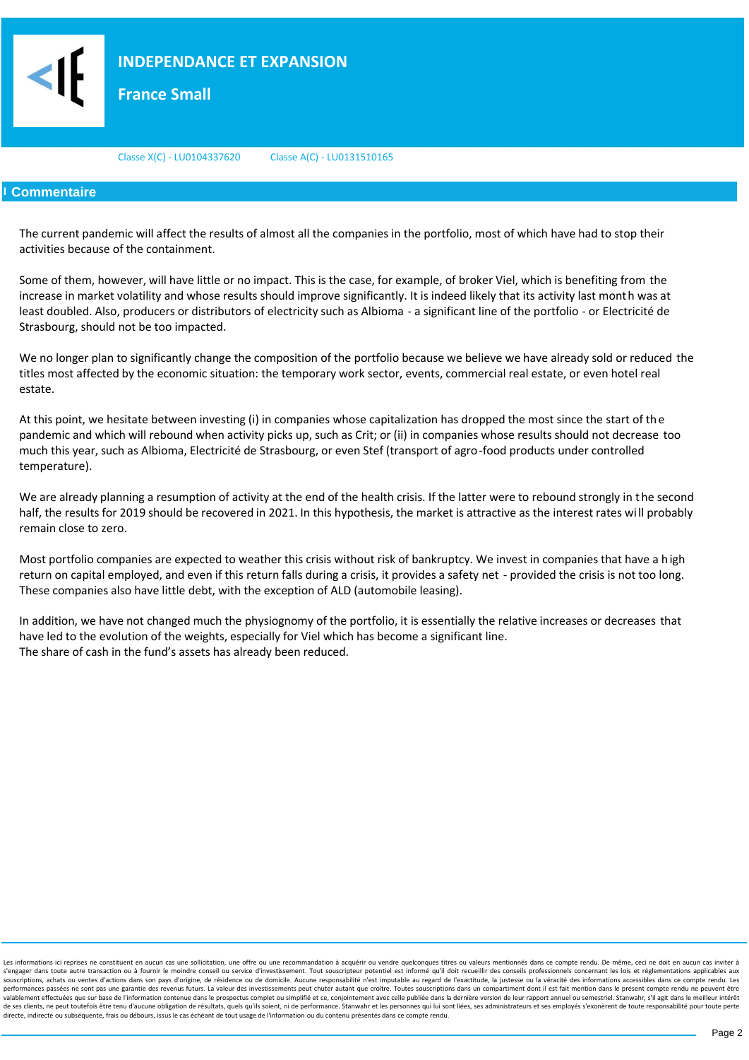# INDEPENDANCE ET EXPANSION

## France Small

Classe X(C) - LU0104337620 Classe A(C) - LU0131510165

## Commentaire

The current pandemic will affect the results of almost all the companies in the portfolio, most of which have had to stop their activities because of the containment.

Some of them, however, will have little or no impact. This is the case, for example, of broker Viel, which is benefiting from the increase in market volatility and whose results should improve significantly. It is indeed likely that its activity last month was at least doubled. Also, producers or distributors of electricity such as Albioma - a significant line of the portfolio - or Electricité de Strasbourg, should not be too impacted.

We no longer plan to significantly change the composition of the portfolio because we believe we have already sold or reduced the titles most affected by the economic situation: the temporary work sector, events, commercial real estate, or even hotel real estate.

At this point, we hesitate between investing (i) in companies whose capitalization has dropped the most since the start of the pandemic and which will rebound when activity picks up, such as Crit; or (ii) in companies whose results should not decrease too much this year, such as Albioma, Electricité de Strasbourg, or even Stef (transport of agro-food products under controlled temperature).

We are already planning a resumption of activity at the end of the health crisis. If the latter were to rebound strongly in the second half, the results for 2019 should be recovered in 2021. In this hypothesis, the market is attractive as the interest rates will probably remain close to zero.

Most portfolio companies are expected to weather this crisis without risk of bankruptcy. We invest in companies that have a high return on capital employed, and even if this return falls during a crisis, it provides a safety net - provided the crisis is not too long. These companies also have little debt, with the exception of ALD (automobile leasing).

In addition, we have not changed much the physiognomy of the portfolio, it is essentially the relative increases or decreases that have led to the evolution of the weights, especially for Viel which has become a significant line.
The share of cash in the fund's assets has already been reduced.

Les informations ici reprises ne constituent en aucun cas une sollicitation, une offre ou une recommandation à acquérir ou vendre quelconques titres ou valeurs mentionnés dans ce compte rendu. De même, ceci ne doit en aucun cas inviter à s'engager dans toute autre transaction ou à fournir le moindre conseil ou service d'investissement. Tout souscripteur potentiel est informé qu'il doit recueillir des conseils professionnels concernant les lois et réglementations applicables aux souscriptions, achats ou ventes d'actions dans son pays d'origine, de résidence ou de domicile. Aucune responsabilité n'est imputable au regard de l'exactitude, la justesse ou la véracité des informations accessibles dans ce compte rendu. Les performances passées ne sont pas une garantie des revenus futurs. La valeur des investissements peut chuter autant que croître. Toutes souscriptions dans un compartiment dont il est fait mention dans le présent compte rendu ne peuvent être valablement effectuées que sur base de l'information contenue dans le prospectus complet ou simplifié et ce, conjointement avec celle publiée dans la dernière version de leur rapport annuel ou semestriel. Stanwahr, s'il agit dans le meilleur intérêt de ses clients, ne peut toutefois être tenu d'aucune obligation de résultats, quels qu'ils soient, ni de performance. Stanwahr et les personnes qui lui sont liées, ses administrateurs et ses employés s'exonèrent de toute responsabilité pour toute perte directe, indirecte ou subséquente, frais ou débours, issus le cas échéant de tout usage de l'information ou du contenu présentés dans ce compte rendu.